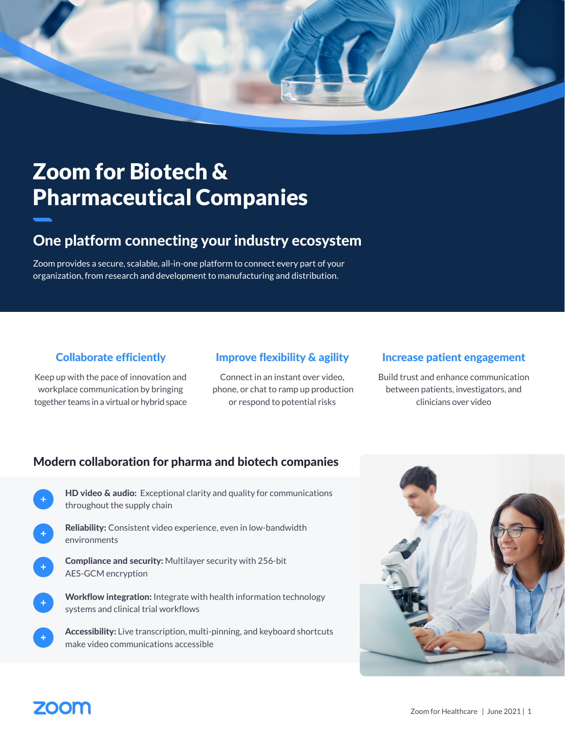# Zoom for Biotech & Pharmaceutical Companies

## One platform connecting your industry ecosystem

Zoom provides a secure, scalable, all-in-one platform to connect every part of your organization, from research and development to manufacturing and distribution.

### Collaborate efficiently

Keep up with the pace of innovation and workplace communication by bringing together teams in a virtual or hybrid space

### Improve flexibility & agility

Connect in an instant over video, phone, or chat to ramp up production or respond to potential risks

### Increase patient engagement

Build trust and enhance communication between patients, investigators, and clinicians over video

## Modern collaboration for pharma and biotech companies

- **HD video & audio:** Exceptional clarity and quality for communications throughout the supply chain
- **Reliability:** Consistent video experience, even in low-bandwidth environments
- **Compliance and security:** Multilayer security with 256-bit AES-GCM encryption
- **Workflow integration:** Integrate with health information technology systems and clinical trial workflows
- **Accessibility:** Live transcription, multi-pinning, and keyboard shortcuts make video communications accessible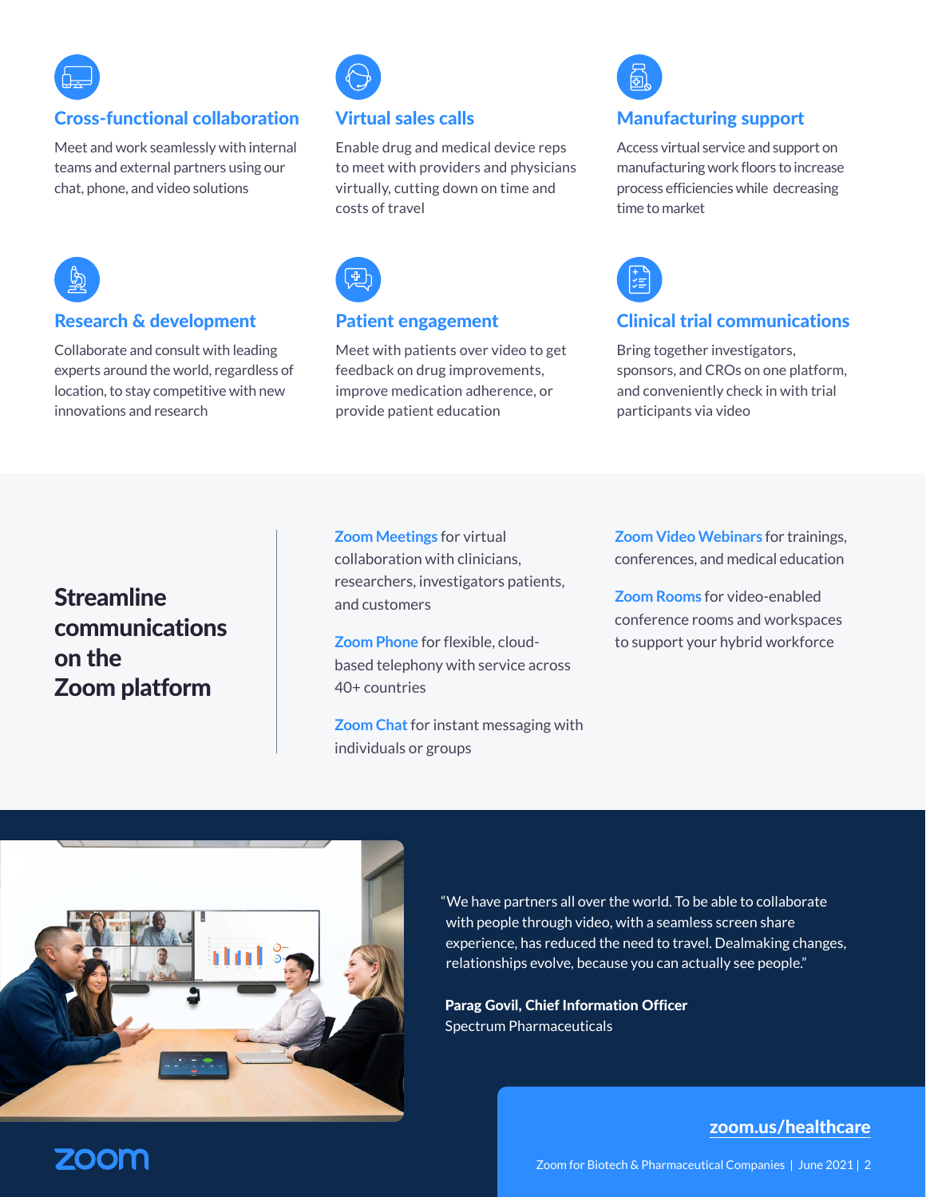### Cross-functional collaboration

Meet and work seamlessly with internal teams and external partners using our chat, phone, and video solutions

### Virtual sales calls

Enable drug and medical device reps to meet with providers and physicians virtually, cutting down on time and costs of travel

### Manufacturing support

Access virtual service and support on manufacturing work floors to increase process efficiencies while decreasing time to market

### Research & development

Collaborate and consult with leading experts around the world, regardless of location, to stay competitive with new innovations and research

### Patient engagement

Meet with patients over video to get feedback on drug improvements, improve medication adherence, or provide patient education

### Clinical trial communications

Bring together investigators, sponsors, and CROs on one platform, and conveniently check in with trial participants via video

## Streamline communications on the Zoom platform

**Zoom Meetings** for virtual collaboration with clinicians, researchers, investigators patients, and customers

**Zoom Phone** for flexible, cloud-based telephony with service across 40+ countries

**Zoom Chat** for instant messaging with individuals or groups

**Zoom Video Webinars** for trainings, conferences, and medical education

**Zoom Rooms** for video-enabled conference rooms and workspaces to support your hybrid workforce

"We have partners all over the world. To be able to collaborate with people through video, with a seamless screen share experience, has reduced the need to travel. Dealmaking changes, relationships evolve, because you can actually see people."

**Parag Govil, Chief Information Officer**
Spectrum Pharmaceuticals

zoom

zoom.us/healthcare

Zoom for Biotech & Pharmaceutical Companies | June 2021